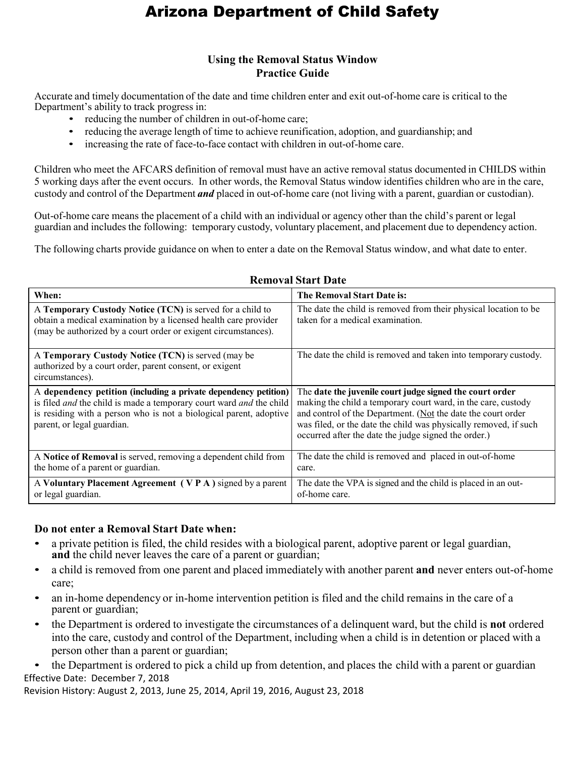# Arizona Department of Child Safety

## Using the Removal Status Window
## Practice Guide

Accurate and timely documentation of the date and time children enter and exit out-of-home care is critical to the Department's ability to track progress in:

- reducing the number of children in out-of-home care;
- reducing the average length of time to achieve reunification, adoption, and guardianship; and
- increasing the rate of face-to-face contact with children in out-of-home care.

Children who meet the AFCARS definition of removal must have an active removal status documented in CHILDS within 5 working days after the event occurs. In other words, the Removal Status window identifies children who are in the care, custody and control of the Department ***and*** placed in out-of-home care (not living with a parent, guardian or custodian).

Out-of-home care means the placement of a child with an individual or agency other than the child's parent or legal guardian and includes the following: temporary custody, voluntary placement, and placement due to dependency action.

The following charts provide guidance on when to enter a date on the Removal Status window, and what date to enter.

**Removal Start Date**

| When: | The Removal Start Date is: |
|---|---|
| A **Temporary Custody Notice (TCN)** is served for a child to obtain a medical examination by a licensed health care provider (may be authorized by a court order or exigent circumstances). | The date the child is removed from their physical location to be taken for a medical examination. |
| A **Temporary Custody Notice (TCN)** is served (may be authorized by a court order, parent consent, or exigent circumstances). | The date the child is removed and taken into temporary custody. |
| A **dependency petition (including a private dependency petition)** is filed *and* the child is made a temporary court ward *and* the child is residing with a person who is not a biological parent, adoptive parent, or legal guardian. | The **date the juvenile court judge signed the court order** making the child a temporary court ward, in the care, custody and control of the Department. (Not the date the court order was filed, or the date the child was physically removed, if such occurred after the date the judge signed the order.) |
| A **Notice of Removal** is served, removing a dependent child from the home of a parent or guardian. | The date the child is removed and placed in out-of-home care. |
| A **Voluntary Placement Agreement ( V P A )** signed by a parent or legal guardian. | The date the VPA is signed and the child is placed in an out-of-home care. |

### Do not enter a Removal Start Date when:

- a private petition is filed, the child resides with a biological parent, adoptive parent or legal guardian, **and** the child never leaves the care of a parent or guardian;
- a child is removed from one parent and placed immediately with another parent **and** never enters out-of-home care;
- an in-home dependency or in-home intervention petition is filed and the child remains in the care of a parent or guardian;
- the Department is ordered to investigate the circumstances of a delinquent ward, but the child is **not** ordered into the care, custody and control of the Department, including when a child is in detention or placed with a person other than a parent or guardian;
- the Department is ordered to pick a child up from detention, and places the child with a parent or guardian

Effective Date: December 7, 2018
Revision History: August 2, 2013, June 25, 2014, April 19, 2016, August 23, 2018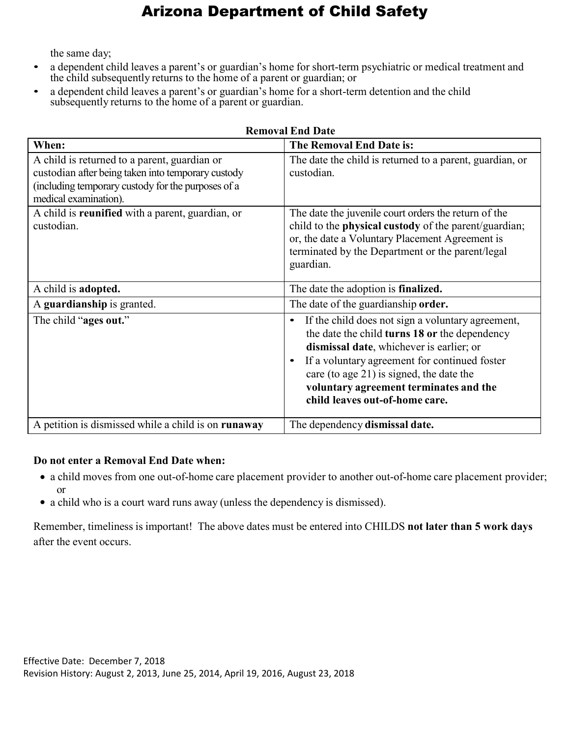the same day;

- a dependent child leaves a parent's or guardian's home for short-term psychiatric or medical treatment and the child subsequently returns to the home of a parent or guardian; or
- a dependent child leaves a parent's or guardian's home for a short-term detention and the child subsequently returns to the home of a parent or guardian.

**Removal End Date**

| When: | The Removal End Date is: |
|---|---|
| A child is returned to a parent, guardian or custodian after being taken into temporary custody (including temporary custody for the purposes of a medical examination). | The date the child is returned to a parent, guardian, or custodian. |
| A child is **reunified** with a parent, guardian, or custodian. | The date the juvenile court orders the return of the child to the **physical custody** of the parent/guardian; or, the date a Voluntary Placement Agreement is terminated by the Department or the parent/legal guardian. |
| A child is **adopted.** | The date the adoption is **finalized.** |
| A **guardianship** is granted. | The date of the guardianship **order.** |
| The child "**ages out.**" | • If the child does not sign a voluntary agreement, the date the child **turns 18 or** the dependency **dismissal date**, whichever is earlier; or<br>• If a voluntary agreement for continued foster care (to age 21) is signed, the date the **voluntary agreement terminates and the child leaves out-of-home care.** |
| A petition is dismissed while a child is on **runaway** | The dependency **dismissal date.** |

**Do not enter a Removal End Date when:**

- a child moves from one out-of-home care placement provider to another out-of-home care placement provider; or
- a child who is a court ward runs away (unless the dependency is dismissed).

Remember, timeliness is important! The above dates must be entered into CHILDS **not later than 5 work days** after the event occurs.

Effective Date: December 7, 2018
Revision History: August 2, 2013, June 25, 2014, April 19, 2016, August 23, 2018